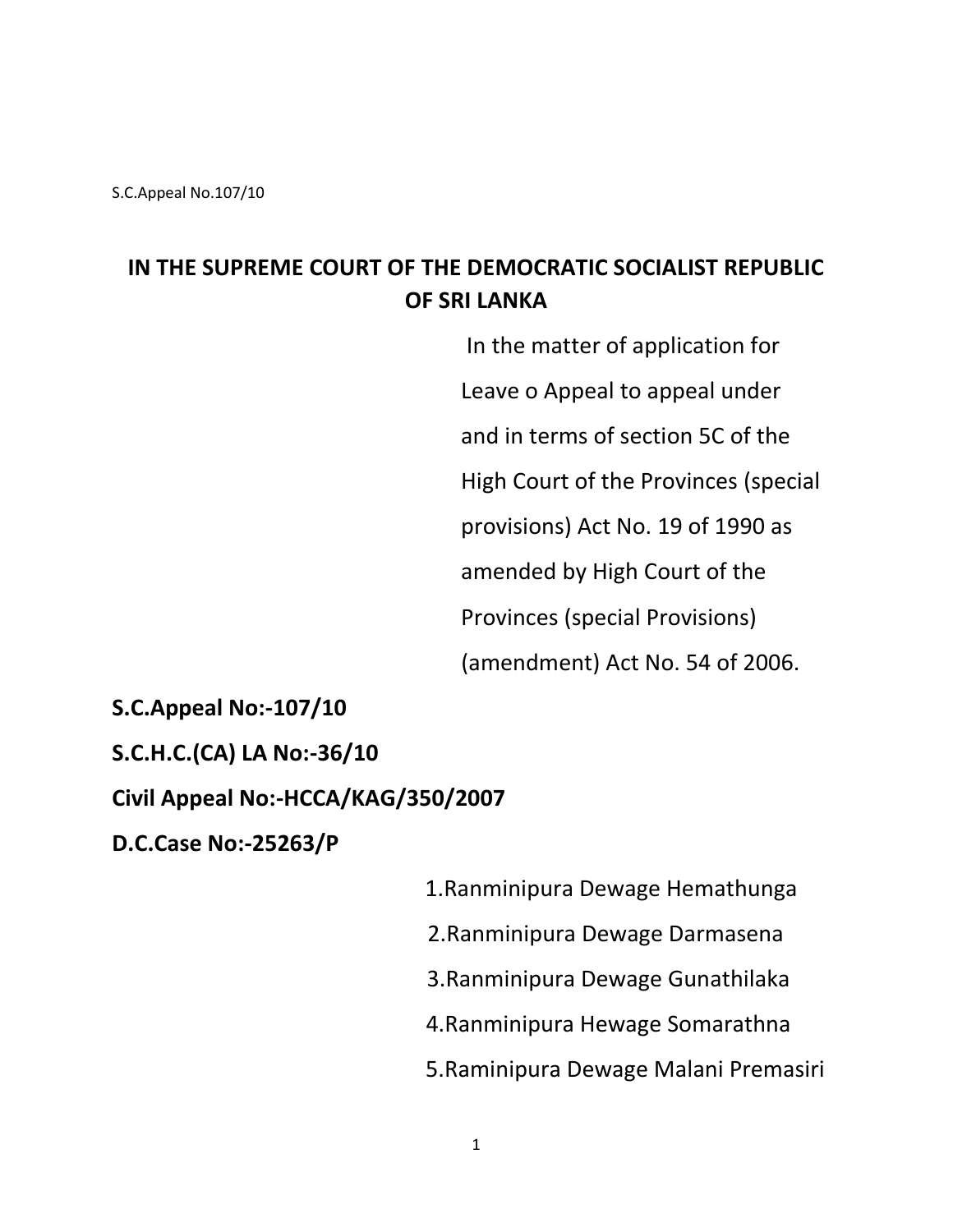S.C.Appeal No.107/10

# IN THE SUPREME COURT OF THE DEMOCRATIC SOCIALIST REPUBLIC OF SRI LANKA

In the matter of application for Leave o Appeal to appeal under and in terms of section 5C of the High Court of the Provinces (special provisions) Act No. 19 of 1990 as amended by High Court of the Provinces (special Provisions) (amendment) Act No. 54 of 2006.

**S.C.Appeal No:-107/10**

**S.C.H.C.(CA) LA No:-36/10**

**Civil Appeal No:-HCCA/KAG/350/2007**

**D.C.Case No:-25263/P**

1.Ranminipura Dewage Hemathunga

2.Ranminipura Dewage Darmasena

3.Ranminipura Dewage Gunathilaka

4.Ranminipura Hewage Somarathna

5.Raminipura Dewage Malani Premasiri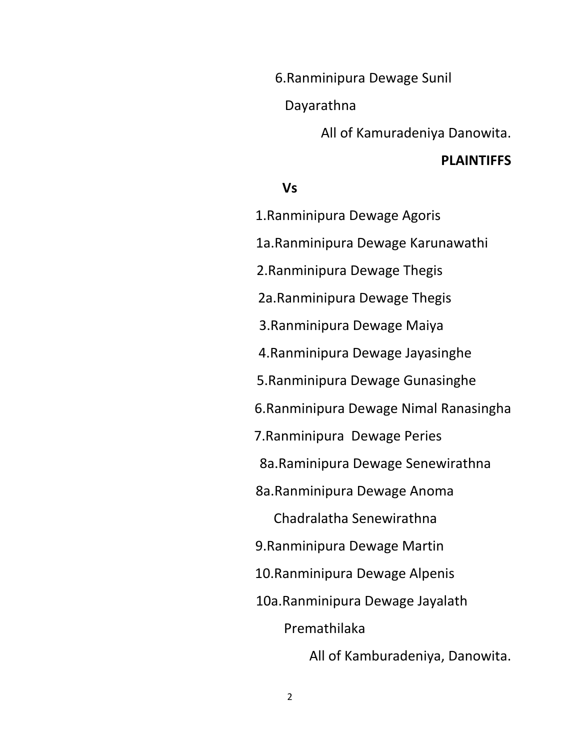6.Ranminipura Dewage Sunil

Dayarathna

All of Kamuradeniya Danowita.

**PLAINTIFFS**

**Vs**

1.Ranminipura Dewage Agoris

1a.Ranminipura Dewage Karunawathi

2.Ranminipura Dewage Thegis

2a.Ranminipura Dewage Thegis

3.Ranminipura Dewage Maiya

4.Ranminipura Dewage Jayasinghe

5.Ranminipura Dewage Gunasinghe

6.Ranminipura Dewage Nimal Ranasingha

7.Ranminipura Dewage Peries

8a.Raminipura Dewage Senewirathna

8a.Ranminipura Dewage Anoma

Chadralatha Senewirathna

9.Ranminipura Dewage Martin

10.Ranminipura Dewage Alpenis

10a.Ranminipura Dewage Jayalath

Premathilaka

All of Kamburadeniya, Danowita.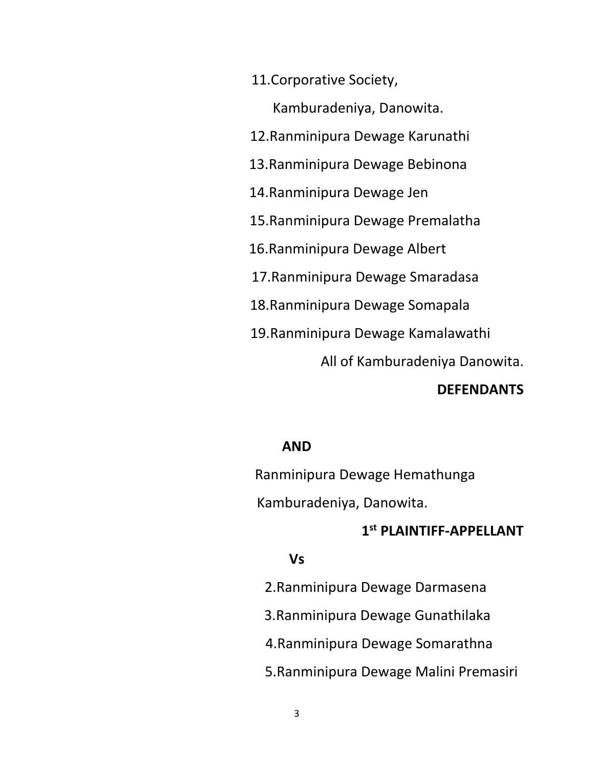11.Corporative Society,

Kamburadeniya, Danowita.

12.Ranminipura Dewage Karunathi

13.Ranminipura Dewage Bebinona

14.Ranminipura Dewage Jen

15.Ranminipura Dewage Premalatha

16.Ranminipura Dewage Albert

17.Ranminipura Dewage Smaradasa

18.Ranminipura Dewage Somapala

19.Ranminipura Dewage Kamalawathi

All of Kamburadeniya Danowita.

**DEFENDANTS**

**AND**

Ranminipura Dewage Hemathunga

Kamburadeniya, Danowita.

**1st PLAINTIFF-APPELLANT**

**Vs**

2.Ranminipura Dewage Darmasena

3.Ranminipura Dewage Gunathilaka

4.Ranminipura Dewage Somarathna

5.Ranminipura Dewage Malini Premasiri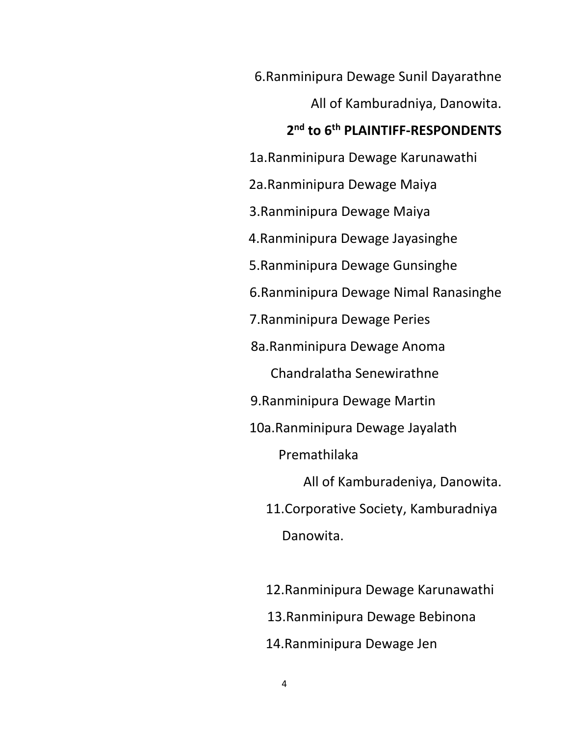6.Ranminipura Dewage Sunil Dayarathne

All of Kamburadniya, Danowita.

**2nd to 6th PLAINTIFF-RESPONDENTS**

1a.Ranminipura Dewage Karunawathi

2a.Ranminipura Dewage Maiya

3.Ranminipura Dewage Maiya

4.Ranminipura Dewage Jayasinghe

5.Ranminipura Dewage Gunsinghe

6.Ranminipura Dewage Nimal Ranasinghe

7.Ranminipura Dewage Peries

8a.Ranminipura Dewage Anoma Chandralatha Senewirathne

9.Ranminipura Dewage Martin

10a.Ranminipura Dewage Jayalath Premathilaka

All of Kamburadeniya, Danowita.

11.Corporative Society, Kamburadniya Danowita.

12.Ranminipura Dewage Karunawathi

13.Ranminipura Dewage Bebinona

14.Ranminipura Dewage Jen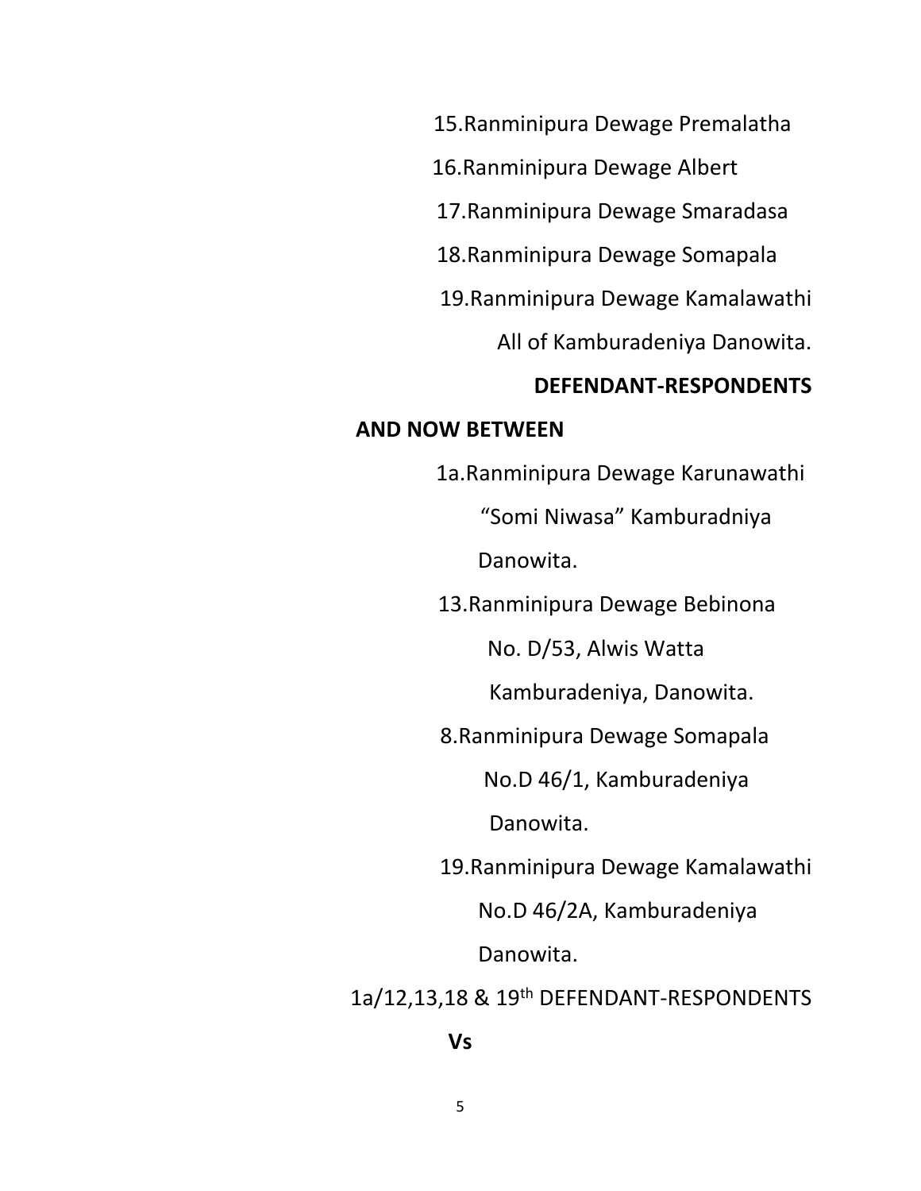15.Ranminipura Dewage Premalatha

16.Ranminipura Dewage Albert

17.Ranminipura Dewage Smaradasa

18.Ranminipura Dewage Somapala

19.Ranminipura Dewage Kamalawathi

All of Kamburadeniya Danowita.

**DEFENDANT-RESPONDENTS**

**AND NOW BETWEEN**

1a.Ranminipura Dewage Karunawathi

"Somi Niwasa" Kamburadniya

Danowita.

13.Ranminipura Dewage Bebinona

No. D/53, Alwis Watta

Kamburadeniya, Danowita.

8.Ranminipura Dewage Somapala

No.D 46/1, Kamburadeniya

Danowita.

19.Ranminipura Dewage Kamalawathi

No.D 46/2A, Kamburadeniya

Danowita.

1a/12,13,18 & 19th DEFENDANT-RESPONDENTS

**Vs**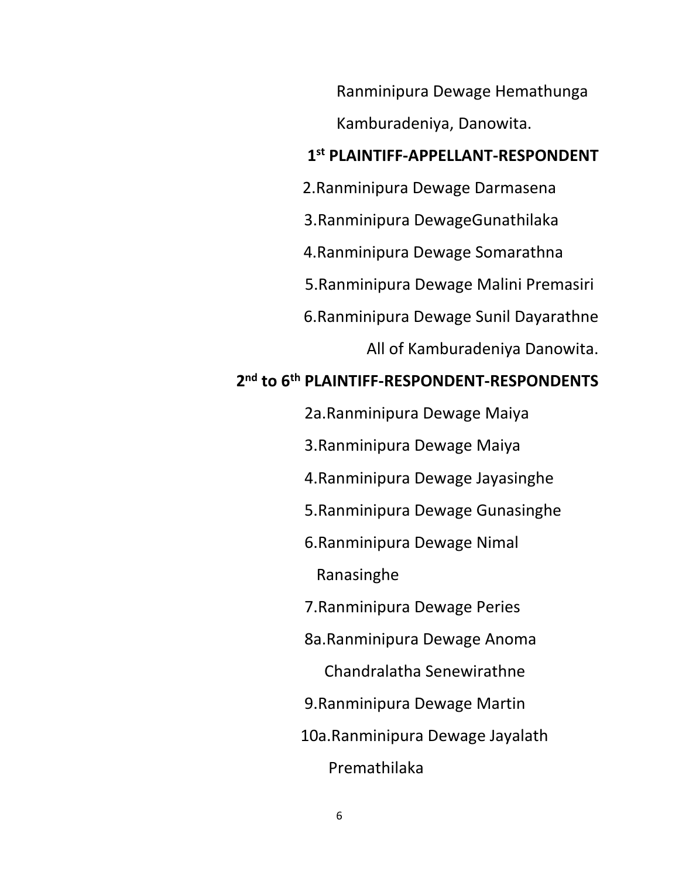Ranminipura Dewage Hemathunga

Kamburadeniya, Danowita.

**1st PLAINTIFF-APPELLANT-RESPONDENT**

2.Ranminipura Dewage Darmasena

3.Ranminipura DewageGunathilaka

4.Ranminipura Dewage Somarathna

5.Ranminipura Dewage Malini Premasiri

6.Ranminipura Dewage Sunil Dayarathne

All of Kamburadeniya Danowita.

**2nd to 6th PLAINTIFF-RESPONDENT-RESPONDENTS**

2a.Ranminipura Dewage Maiya

3.Ranminipura Dewage Maiya

4.Ranminipura Dewage Jayasinghe

5.Ranminipura Dewage Gunasinghe

6.Ranminipura Dewage Nimal Ranasinghe

7.Ranminipura Dewage Peries

8a.Ranminipura Dewage Anoma Chandralatha Senewirathne

9.Ranminipura Dewage Martin

10a.Ranminipura Dewage Jayalath Premathilaka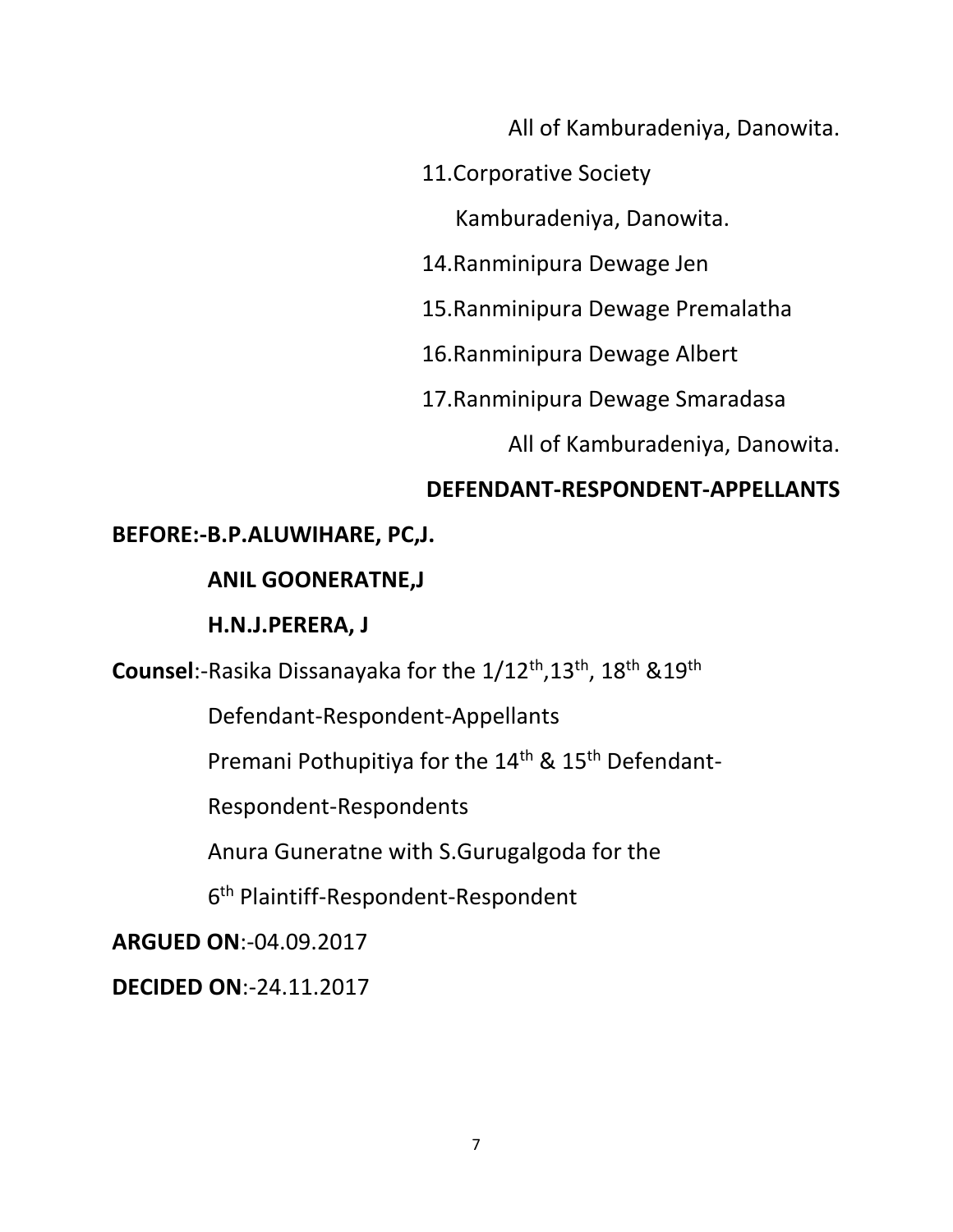All of Kamburadeniya, Danowita.

11.Corporative Society

Kamburadeniya, Danowita.

14.Ranminipura Dewage Jen

15.Ranminipura Dewage Premalatha

16.Ranminipura Dewage Albert

17.Ranminipura Dewage Smaradasa

All of Kamburadeniya, Danowita.

**DEFENDANT-RESPONDENT-APPELLANTS**

**BEFORE:-B.P.ALUWIHARE, PC,J.**

**ANIL GOONERATNE,J**

**H.N.J.PERERA, J**

**Counsel**:-Rasika Dissanayaka for the 1/12th,13th, 18th &19th

Defendant-Respondent-Appellants

Premani Pothupitiya for the 14th & 15th Defendant-

Respondent-Respondents

Anura Guneratne with S.Gurugalgoda for the

6th Plaintiff-Respondent-Respondent

**ARGUED ON**:-04.09.2017

**DECIDED ON**:-24.11.2017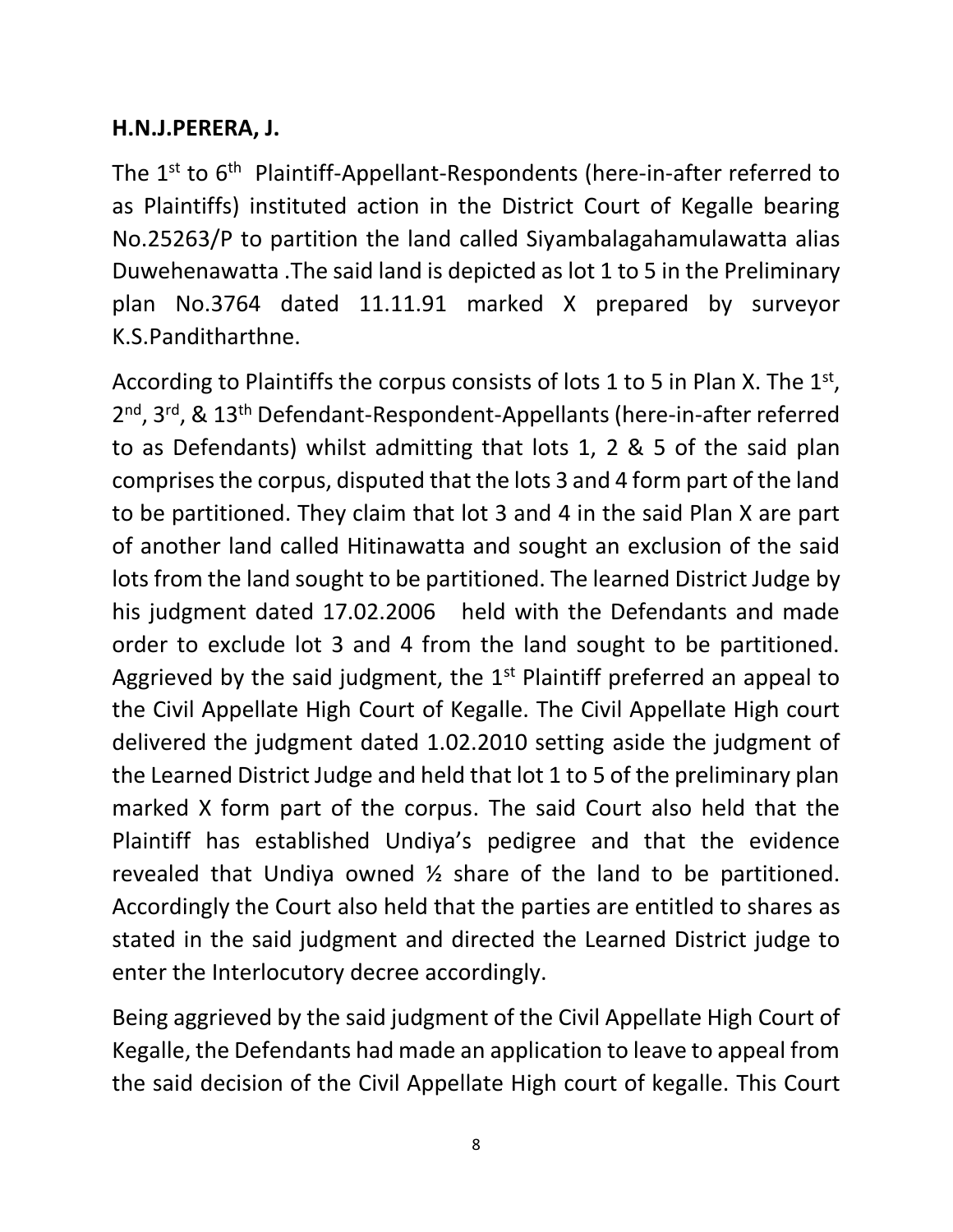**H.N.J.PERERA, J.**

The 1st to 6th Plaintiff-Appellant-Respondents (here-in-after referred to as Plaintiffs) instituted action in the District Court of Kegalle bearing No.25263/P to partition the land called Siyambalagahamulawatta alias Duwehenawatta .The said land is depicted as lot 1 to 5 in the Preliminary plan No.3764 dated 11.11.91 marked X prepared by surveyor K.S.Panditharthne.

According to Plaintiffs the corpus consists of lots 1 to 5 in Plan X. The 1st, 2nd, 3rd, & 13th Defendant-Respondent-Appellants (here-in-after referred to as Defendants) whilst admitting that lots 1, 2 & 5 of the said plan comprises the corpus, disputed that the lots 3 and 4 form part of the land to be partitioned. They claim that lot 3 and 4 in the said Plan X are part of another land called Hitinawatta and sought an exclusion of the said lots from the land sought to be partitioned. The learned District Judge by his judgment dated 17.02.2006 held with the Defendants and made order to exclude lot 3 and 4 from the land sought to be partitioned. Aggrieved by the said judgment, the 1st Plaintiff preferred an appeal to the Civil Appellate High Court of Kegalle. The Civil Appellate High court delivered the judgment dated 1.02.2010 setting aside the judgment of the Learned District Judge and held that lot 1 to 5 of the preliminary plan marked X form part of the corpus. The said Court also held that the Plaintiff has established Undiya's pedigree and that the evidence revealed that Undiya owned ½ share of the land to be partitioned. Accordingly the Court also held that the parties are entitled to shares as stated in the said judgment and directed the Learned District judge to enter the Interlocutory decree accordingly.

Being aggrieved by the said judgment of the Civil Appellate High Court of Kegalle, the Defendants had made an application to leave to appeal from the said decision of the Civil Appellate High court of kegalle. This Court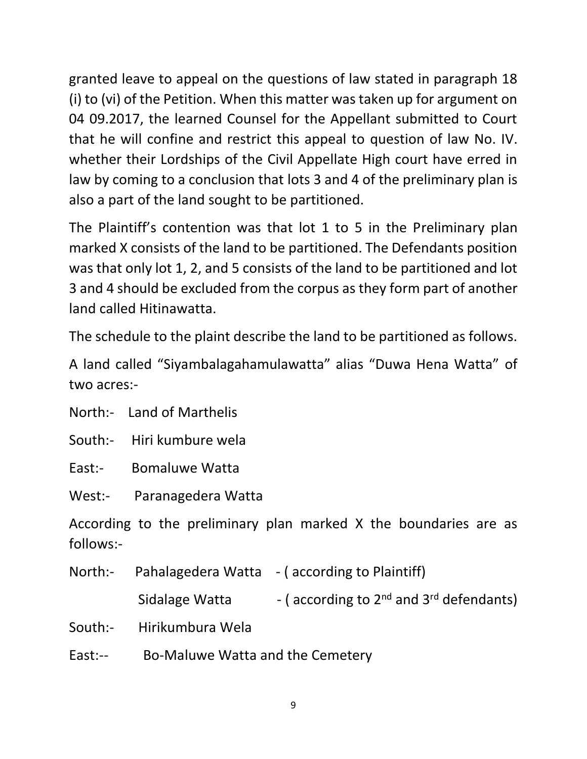granted leave to appeal on the questions of law stated in paragraph 18 (i) to (vi) of the Petition. When this matter was taken up for argument on 04 09.2017, the learned Counsel for the Appellant submitted to Court that he will confine and restrict this appeal to question of law No. IV. whether their Lordships of the Civil Appellate High court have erred in law by coming to a conclusion that lots 3 and 4 of the preliminary plan is also a part of the land sought to be partitioned.

The Plaintiff's contention was that lot 1 to 5 in the Preliminary plan marked X consists of the land to be partitioned. The Defendants position was that only lot 1, 2, and 5 consists of the land to be partitioned and lot 3 and 4 should be excluded from the corpus as they form part of another land called Hitinawatta.

The schedule to the plaint describe the land to be partitioned as follows.

A land called "Siyambalagahamulawatta" alias "Duwa Hena Watta" of two acres:-

North:- Land of Marthelis

South:- Hiri kumbure wela

East:- Bomaluwe Watta

West:- Paranagedera Watta

According to the preliminary plan marked X the boundaries are as follows:-

North:- Pahalagedera Watta - ( according to Plaintiff)

Sidalage Watta - ( according to 2nd and 3rd defendants)

South:- Hirikumbura Wela

East:-- Bo-Maluwe Watta and the Cemetery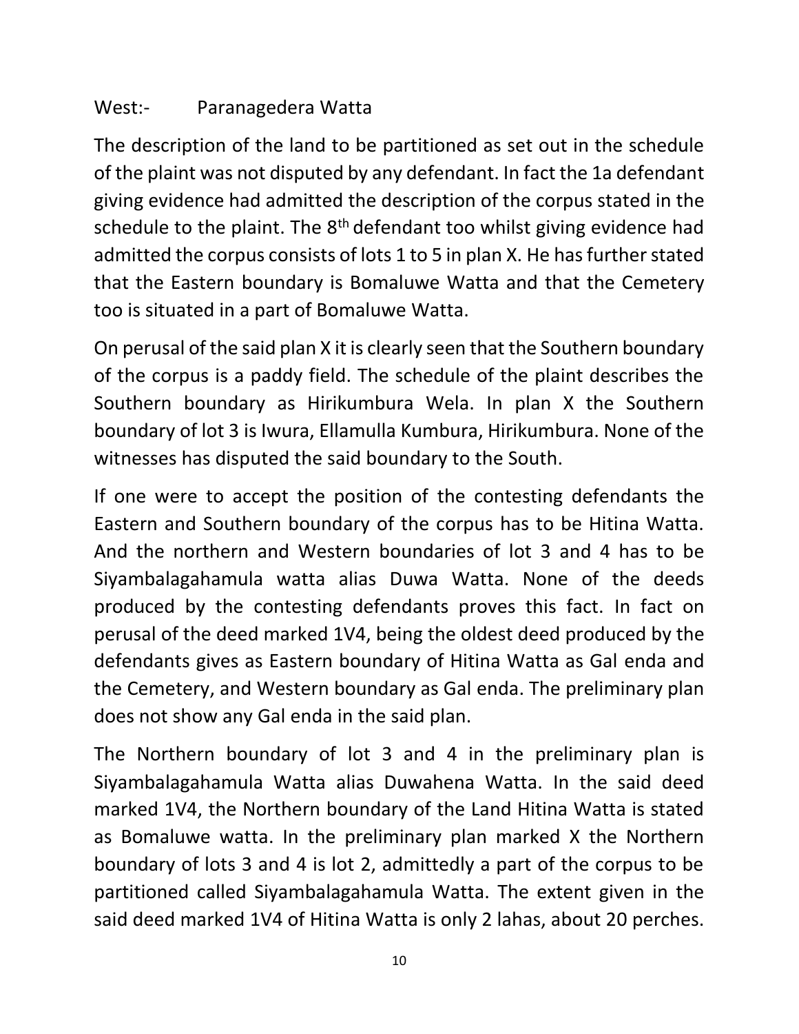West:- Paranagedera Watta

The description of the land to be partitioned as set out in the schedule of the plaint was not disputed by any defendant. In fact the 1a defendant giving evidence had admitted the description of the corpus stated in the schedule to the plaint. The 8th defendant too whilst giving evidence had admitted the corpus consists of lots 1 to 5 in plan X. He has further stated that the Eastern boundary is Bomaluwe Watta and that the Cemetery too is situated in a part of Bomaluwe Watta.

On perusal of the said plan X it is clearly seen that the Southern boundary of the corpus is a paddy field. The schedule of the plaint describes the Southern boundary as Hirikumbura Wela. In plan X the Southern boundary of lot 3 is Iwura, Ellamulla Kumbura, Hirikumbura. None of the witnesses has disputed the said boundary to the South.

If one were to accept the position of the contesting defendants the Eastern and Southern boundary of the corpus has to be Hitina Watta. And the northern and Western boundaries of lot 3 and 4 has to be Siyambalagahamula watta alias Duwa Watta. None of the deeds produced by the contesting defendants proves this fact. In fact on perusal of the deed marked 1V4, being the oldest deed produced by the defendants gives as Eastern boundary of Hitina Watta as Gal enda and the Cemetery, and Western boundary as Gal enda. The preliminary plan does not show any Gal enda in the said plan.

The Northern boundary of lot 3 and 4 in the preliminary plan is Siyambalagahamula Watta alias Duwahena Watta. In the said deed marked 1V4, the Northern boundary of the Land Hitina Watta is stated as Bomaluwe watta. In the preliminary plan marked X the Northern boundary of lots 3 and 4 is lot 2, admittedly a part of the corpus to be partitioned called Siyambalagahamula Watta. The extent given in the said deed marked 1V4 of Hitina Watta is only 2 lahas, about 20 perches.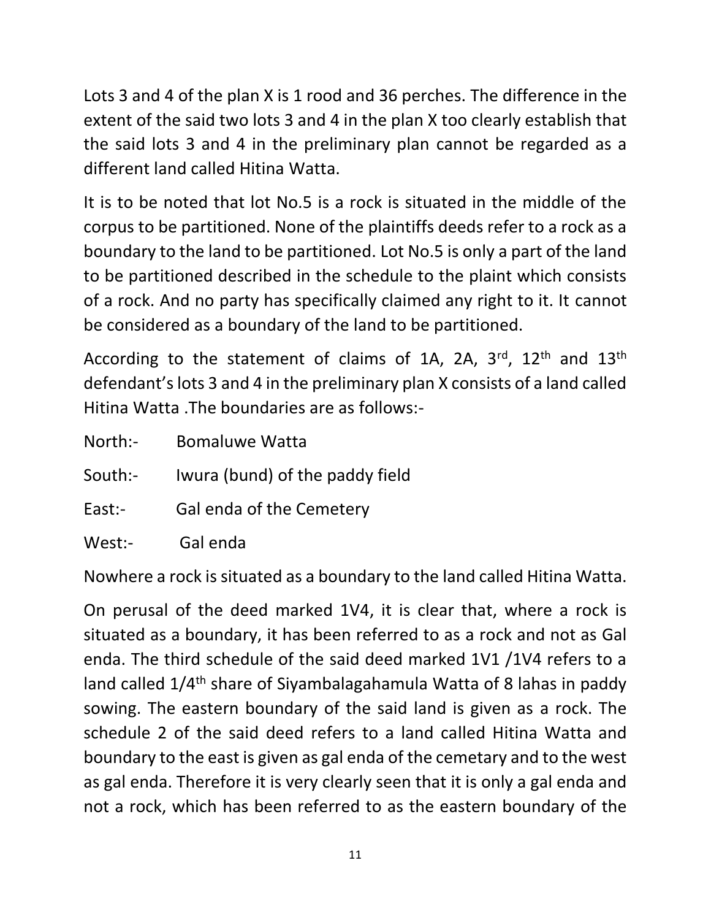Lots 3 and 4 of the plan X is 1 rood and 36 perches. The difference in the extent of the said two lots 3 and 4 in the plan X too clearly establish that the said lots 3 and 4 in the preliminary plan cannot be regarded as a different land called Hitina Watta.

It is to be noted that lot No.5 is a rock is situated in the middle of the corpus to be partitioned. None of the plaintiffs deeds refer to a rock as a boundary to the land to be partitioned. Lot No.5 is only a part of the land to be partitioned described in the schedule to the plaint which consists of a rock. And no party has specifically claimed any right to it. It cannot be considered as a boundary of the land to be partitioned.

According to the statement of claims of 1A, 2A, 3rd, 12th and 13th defendant's lots 3 and 4 in the preliminary plan X consists of a land called Hitina Watta .The boundaries are as follows:-

North:- Bomaluwe Watta

South:- Iwura (bund) of the paddy field

East:- Gal enda of the Cemetery

West:- Gal enda

Nowhere a rock is situated as a boundary to the land called Hitina Watta.

On perusal of the deed marked 1V4, it is clear that, where a rock is situated as a boundary, it has been referred to as a rock and not as Gal enda. The third schedule of the said deed marked 1V1 /1V4 refers to a land called 1/4th share of Siyambalagahamula Watta of 8 lahas in paddy sowing. The eastern boundary of the said land is given as a rock. The schedule 2 of the said deed refers to a land called Hitina Watta and boundary to the east is given as gal enda of the cemetary and to the west as gal enda. Therefore it is very clearly seen that it is only a gal enda and not a rock, which has been referred to as the eastern boundary of the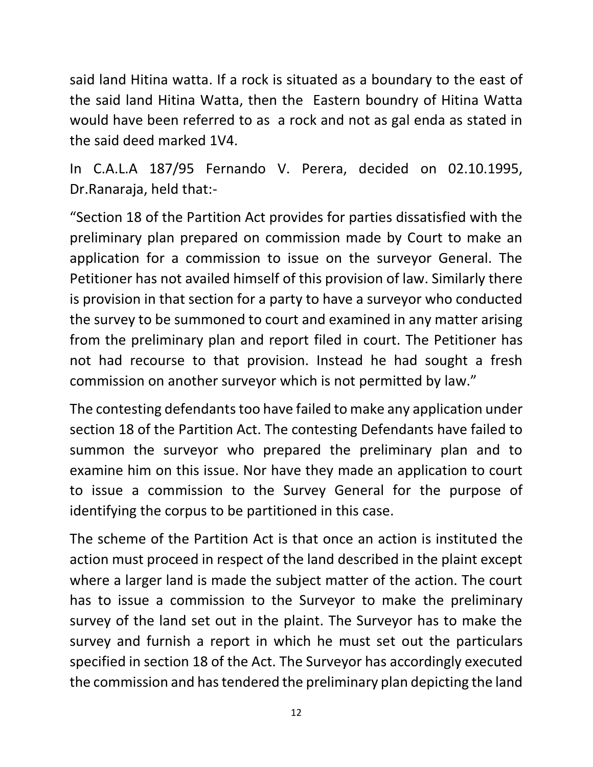said land Hitina watta. If a rock is situated as a boundary to the east of the said land Hitina Watta, then the Eastern boundry of Hitina Watta would have been referred to as a rock and not as gal enda as stated in the said deed marked 1V4.

In C.A.L.A 187/95 Fernando V. Perera, decided on 02.10.1995, Dr.Ranaraja, held that:-

"Section 18 of the Partition Act provides for parties dissatisfied with the preliminary plan prepared on commission made by Court to make an application for a commission to issue on the surveyor General. The Petitioner has not availed himself of this provision of law. Similarly there is provision in that section for a party to have a surveyor who conducted the survey to be summoned to court and examined in any matter arising from the preliminary plan and report filed in court. The Petitioner has not had recourse to that provision. Instead he had sought a fresh commission on another surveyor which is not permitted by law."

The contesting defendants too have failed to make any application under section 18 of the Partition Act. The contesting Defendants have failed to summon the surveyor who prepared the preliminary plan and to examine him on this issue. Nor have they made an application to court to issue a commission to the Survey General for the purpose of identifying the corpus to be partitioned in this case.

The scheme of the Partition Act is that once an action is instituted the action must proceed in respect of the land described in the plaint except where a larger land is made the subject matter of the action. The court has to issue a commission to the Surveyor to make the preliminary survey of the land set out in the plaint. The Surveyor has to make the survey and furnish a report in which he must set out the particulars specified in section 18 of the Act. The Surveyor has accordingly executed the commission and has tendered the preliminary plan depicting the land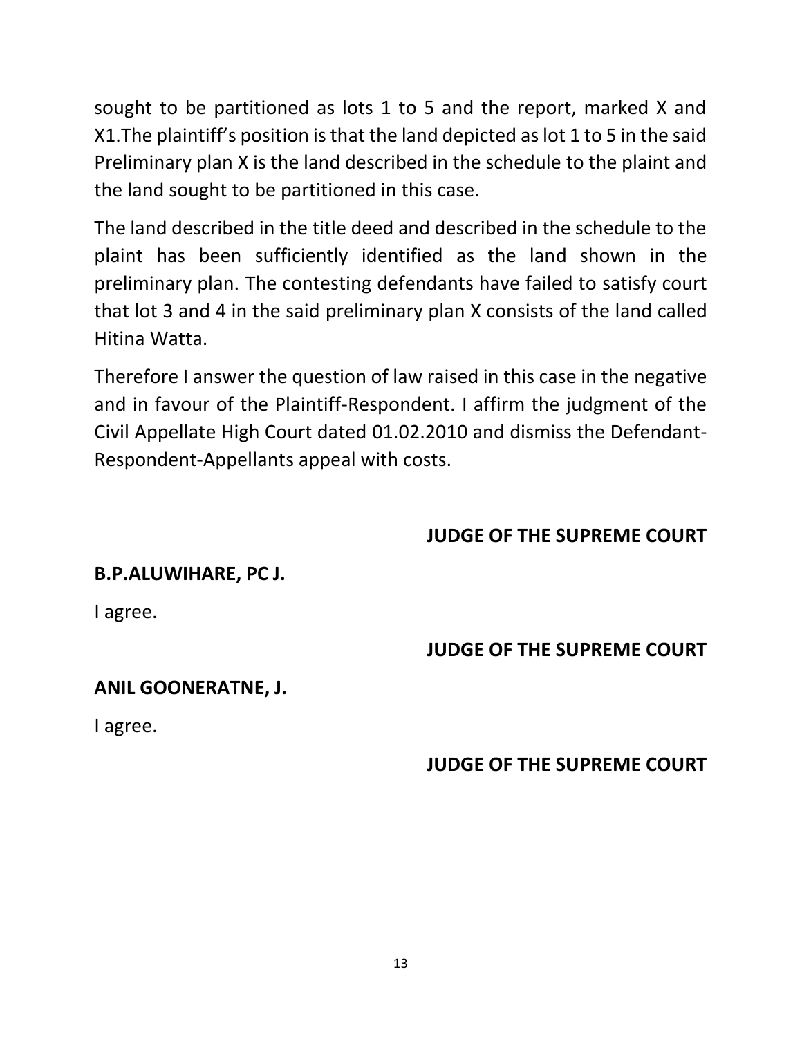sought to be partitioned as lots 1 to 5 and the report, marked X and X1.The plaintiff's position is that the land depicted as lot 1 to 5 in the said Preliminary plan X is the land described in the schedule to the plaint and the land sought to be partitioned in this case.

The land described in the title deed and described in the schedule to the plaint has been sufficiently identified as the land shown in the preliminary plan. The contesting defendants have failed to satisfy court that lot 3 and 4 in the said preliminary plan X consists of the land called Hitina Watta.

Therefore I answer the question of law raised in this case in the negative and in favour of the Plaintiff-Respondent. I affirm the judgment of the Civil Appellate High Court dated 01.02.2010 and dismiss the Defendant-Respondent-Appellants appeal with costs.

**JUDGE OF THE SUPREME COURT**

**B.P.ALUWIHARE, PC J.**

I agree.

**JUDGE OF THE SUPREME COURT**

**ANIL GOONERATNE, J.**

I agree.

**JUDGE OF THE SUPREME COURT**